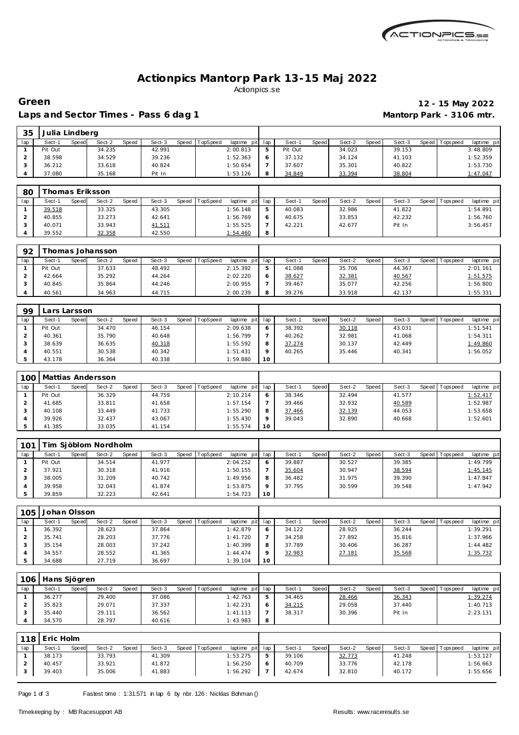# Actionpics Mantorp Park 13-15 Maj 2022

Actionpics.se

**Green** — **12 - 15 May 2022**

**Laps and Sector Times - Pass 6 dag 1** — **Mantorp Park - 3106 mtr.**

| 35 | Julia Lindberg | | | | | | | | | | | | | | | | | |
|---|---|---|---|---|---|---|---|---|---|---|---|---|---|---|---|---|---|---|
| lap | Sect-1 | Speed | Sect-2 | Speed | Sect-3 | Speed | TopSpeed | laptime pit | lap | Sect-1 | Speed | Sect-2 | Speed | Sect-3 | Speed | Topspeed | laptime pit |
| 1 | Pit Out | | 34.235 | | 42.991 | | | 2:00.813 | 5 | Pit Out | | 34.023 | | 39.153 | | | 3:48.809 |
| 2 | 38.598 | | 34.529 | | 39.236 | | | 1:52.363 | 6 | 37.132 | | 34.124 | | 41.103 | | | 1:52.359 |
| 3 | 36.212 | | 33.618 | | 40.824 | | | 1:50.654 | 7 | 37.607 | | 35.301 | | 40.822 | | | 1:53.730 |
| 4 | 37.080 | | 35.168 | | Pit In | | | 1:53.126 | 8 | 34.849 | | 33.394 | | 38.804 | | | 1:47.047 |

| 80 | Thomas Eriksson | | | | | | | | | | | | | | | | |
|---|---|---|---|---|---|---|---|---|---|---|---|---|---|---|---|---|---|
| lap | Sect-1 | Speed | Sect-2 | Speed | Sect-3 | Speed | TopSpeed | laptime pit | lap | Sect-1 | Speed | Sect-2 | Speed | Sect-3 | Speed | Topspeed | laptime pit |
| 1 | 39.518 | | 33.325 | | 43.305 | | | 1:56.148 | 5 | 40.083 | | 32.986 | | 41.822 | | | 1:54.891 |
| 2 | 40.855 | | 33.273 | | 42.641 | | | 1:56.769 | 6 | 40.675 | | 33.853 | | 42.232 | | | 1:56.760 |
| 3 | 40.071 | | 33.943 | | 41.511 | | | 1:55.525 | 7 | 42.221 | | 42.677 | | Pit In | | | 3:56.457 |
| 4 | 39.552 | | 32.358 | | 42.550 | | | 1:54.460 | 8 | | | | | | | | |

| 92 | Thomas Johansson | | | | | | | | | | | | | | | | |
|---|---|---|---|---|---|---|---|---|---|---|---|---|---|---|---|---|---|
| lap | Sect-1 | Speed | Sect-2 | Speed | Sect-3 | Speed | TopSpeed | laptime pit | lap | Sect-1 | Speed | Sect-2 | Speed | Sect-3 | Speed | Topspeed | laptime pit |
| 1 | Pit Out | | 37.633 | | 48.492 | | | 2:15.392 | 5 | 41.088 | | 35.706 | | 44.367 | | | 2:01.161 |
| 2 | 42.664 | | 35.292 | | 44.264 | | | 2:02.220 | 6 | 38.627 | | 32.381 | | 40.567 | | | 1:51.575 |
| 3 | 40.845 | | 35.864 | | 44.246 | | | 2:00.955 | 7 | 39.467 | | 35.077 | | 42.256 | | | 1:56.800 |
| 4 | 40.561 | | 34.963 | | 44.715 | | | 2:00.239 | 8 | 39.276 | | 33.918 | | 42.137 | | | 1:55.331 |

| 99 | Lars Larsson | | | | | | | | | | | | | | | | |
|---|---|---|---|---|---|---|---|---|---|---|---|---|---|---|---|---|---|
| lap | Sect-1 | Speed | Sect-2 | Speed | Sect-3 | Speed | TopSpeed | laptime pit | lap | Sect-1 | Speed | Sect-2 | Speed | Sect-3 | Speed | Topspeed | laptime pit |
| 1 | Pit Out | | 34.470 | | 46.154 | | | 2:09.638 | 6 | 38.392 | | 30.118 | | 43.031 | | | 1:51.541 |
| 2 | 40.361 | | 35.790 | | 40.648 | | | 1:56.799 | 7 | 40.262 | | 32.981 | | 41.068 | | | 1:54.311 |
| 3 | 38.639 | | 36.635 | | 40.318 | | | 1:55.592 | 8 | 37.274 | | 30.137 | | 42.449 | | | 1:49.860 |
| 4 | 40.551 | | 30.538 | | 40.342 | | | 1:51.431 | 9 | 40.265 | | 35.446 | | 40.341 | | | 1:56.052 |
| 5 | 43.178 | | 36.364 | | 40.338 | | | 1:59.880 | 10 | | | | | | | | |

| 100 | Mattias Andersson | | | | | | | | | | | | | | | | |
|---|---|---|---|---|---|---|---|---|---|---|---|---|---|---|---|---|---|
| lap | Sect-1 | Speed | Sect-2 | Speed | Sect-3 | Speed | TopSpeed | laptime pit | lap | Sect-1 | Speed | Sect-2 | Speed | Sect-3 | Speed | Topspeed | laptime pit |
| 1 | Pit Out | | 36.329 | | 44.759 | | | 2:10.214 | 6 | 38.346 | | 32.494 | | 41.577 | | | 1:52.417 |
| 2 | 41.685 | | 33.811 | | 41.658 | | | 1:57.154 | 7 | 39.466 | | 32.932 | | 40.589 | | | 1:52.987 |
| 3 | 40.108 | | 33.449 | | 41.733 | | | 1:55.290 | 8 | 37.466 | | 32.139 | | 44.053 | | | 1:53.658 |
| 4 | 39.926 | | 32.437 | | 43.067 | | | 1:55.430 | 9 | 39.043 | | 32.890 | | 40.668 | | | 1:52.601 |
| 5 | 41.385 | | 33.035 | | 41.154 | | | 1:55.574 | 10 | | | | | | | | |

| 101 | Tim Sjöblom Nordholm | | | | | | | | | | | | | | | | |
|---|---|---|---|---|---|---|---|---|---|---|---|---|---|---|---|---|---|
| lap | Sect-1 | Speed | Sect-2 | Speed | Sect-3 | Speed | TopSpeed | laptime pit | lap | Sect-1 | Speed | Sect-2 | Speed | Sect-3 | Speed | Topspeed | laptime pit |
| 1 | Pit Out | | 34.514 | | 41.977 | | | 2:04.252 | 6 | 39.887 | | 30.527 | | 39.385 | | | 1:49.799 |
| 2 | 37.921 | | 30.318 | | 41.916 | | | 1:50.155 | 7 | 35.604 | | 30.947 | | 38.594 | | | 1:45.145 |
| 3 | 38.005 | | 31.209 | | 40.742 | | | 1:49.956 | 8 | 36.482 | | 31.975 | | 39.390 | | | 1:47.847 |
| 4 | 39.958 | | 32.043 | | 41.874 | | | 1:53.875 | 9 | 37.795 | | 30.599 | | 39.548 | | | 1:47.942 |
| 5 | 39.859 | | 32.223 | | 42.641 | | | 1:54.723 | 10 | | | | | | | | |

| 105 | Johan Olsson | | | | | | | | | | | | | | | | |
|---|---|---|---|---|---|---|---|---|---|---|---|---|---|---|---|---|---|
| lap | Sect-1 | Speed | Sect-2 | Speed | Sect-3 | Speed | TopSpeed | laptime pit | lap | Sect-1 | Speed | Sect-2 | Speed | Sect-3 | Speed | Topspeed | laptime pit |
| 1 | 36.392 | | 28.623 | | 37.864 | | | 1:42.879 | 6 | 34.122 | | 28.925 | | 36.244 | | | 1:39.291 |
| 2 | 35.741 | | 28.203 | | 37.776 | | | 1:41.720 | 7 | 34.258 | | 27.892 | | 35.816 | | | 1:37.966 |
| 3 | 35.154 | | 28.003 | | 37.242 | | | 1:40.399 | 8 | 37.789 | | 30.406 | | 36.287 | | | 1:44.482 |
| 4 | 34.557 | | 28.552 | | 41.365 | | | 1:44.474 | 9 | 32.983 | | 27.181 | | 35.568 | | | 1:35.732 |
| 5 | 34.688 | | 27.719 | | 36.697 | | | 1:39.104 | 10 | | | | | | | | |

| 106 | Hans Sjögren | | | | | | | | | | | | | | | | |
|---|---|---|---|---|---|---|---|---|---|---|---|---|---|---|---|---|---|
| lap | Sect-1 | Speed | Sect-2 | Speed | Sect-3 | Speed | TopSpeed | laptime pit | lap | Sect-1 | Speed | Sect-2 | Speed | Sect-3 | Speed | Topspeed | laptime pit |
| 1 | 36.277 | | 29.400 | | 37.086 | | | 1:42.763 | 5 | 34.465 | | 28.466 | | 36.343 | | | 1:39.274 |
| 2 | 35.823 | | 29.071 | | 37.337 | | | 1:42.231 | 6 | 34.215 | | 29.058 | | 37.440 | | | 1:40.713 |
| 3 | 35.440 | | 29.111 | | 36.562 | | | 1:41.113 | 7 | 38.317 | | 30.396 | | Pit In | | | 2:23.131 |
| 4 | 34.570 | | 28.797 | | 40.616 | | | 1:43.983 | 8 | | | | | | | | |

| 118 | Eric Holm | | | | | | | | | | | | | | | | |
|---|---|---|---|---|---|---|---|---|---|---|---|---|---|---|---|---|---|
| lap | Sect-1 | Speed | Sect-2 | Speed | Sect-3 | Speed | TopSpeed | laptime pit | lap | Sect-1 | Speed | Sect-2 | Speed | Sect-3 | Speed | Topspeed | laptime pit |
| 1 | 38.173 | | 33.793 | | 41.309 | | | 1:53.275 | 5 | 39.106 | | 32.773 | | 41.248 | | | 1:53.127 |
| 2 | 40.457 | | 33.921 | | 41.872 | | | 1:56.250 | 6 | 40.709 | | 33.776 | | 42.178 | | | 1:56.663 |
| 3 | 39.403 | | 35.006 | | 41.883 | | | 1:56.292 | 7 | 42.674 | | 32.810 | | 40.172 | | | 1:55.656 |

Fastest time : 1:31.571 in lap 6 by nbr. 126 : Nicklas Bohman ()

Timekeeping by : MB Racesupport AB — Results: www.raceresults.se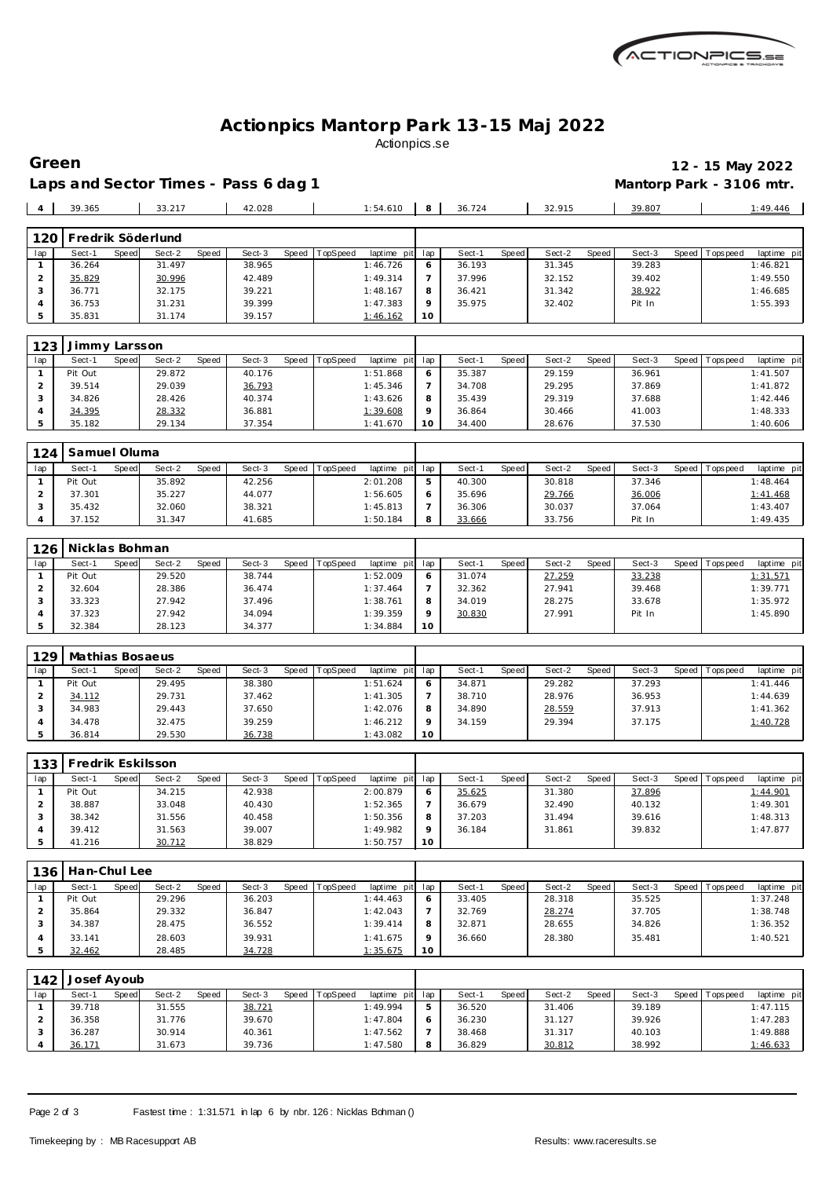# Actionpics Mantorp Park 13-15 Maj 2022

Actionpics.se

**Green** **12 - 15 May 2022**

**Laps and Sector Times - Pass 6 dag 1** **Mantorp Park - 3106 mtr.**

| 4 | 39.365 | | 33.217 | | 42.028 | | | 1:54.610 | 8 | 36.724 | | 32.915 | | 39.807 | | | 1:49.446 |
|---|---|---|---|---|---|---|---|---|---|---|---|---|---|---|---|---|---|

**120 Fredrik Söderlund**

| lap | Sect-1 | Speed | Sect-2 | Speed | Sect-3 | Speed | TopSpeed | laptime pit | lap | Sect-1 | Speed | Sect-2 | Speed | Sect-3 | Speed | Topspeed | laptime pit |
|---|---|---|---|---|---|---|---|---|---|---|---|---|---|---|---|---|---|
| 1 | 36.264 | | 31.497 | | 38.965 | | | 1:46.726 | 6 | 36.193 | | 31.345 | | 39.283 | | | 1:46.821 |
| 2 | 35.829 | | 30.996 | | 42.489 | | | 1:49.314 | 7 | 37.996 | | 32.152 | | 39.402 | | | 1:49.550 |
| 3 | 36.771 | | 32.175 | | 39.221 | | | 1:48.167 | 8 | 36.421 | | 31.342 | | 38.922 | | | 1:46.685 |
| 4 | 36.753 | | 31.231 | | 39.399 | | | 1:47.383 | 9 | 35.975 | | 32.402 | | Pit In | | | 1:55.393 |
| 5 | 35.831 | | 31.174 | | 39.157 | | | 1:46.162 | 10 | | | | | | | | |

**123 Jimmy Larsson**

| lap | Sect-1 | Speed | Sect-2 | Speed | Sect-3 | Speed | TopSpeed | laptime pit | lap | Sect-1 | Speed | Sect-2 | Speed | Sect-3 | Speed | Topspeed | laptime pit |
|---|---|---|---|---|---|---|---|---|---|---|---|---|---|---|---|---|---|
| 1 | Pit Out | | 29.872 | | 40.176 | | | 1:51.868 | 6 | 35.387 | | 29.159 | | 36.961 | | | 1:41.507 |
| 2 | 39.514 | | 29.039 | | 36.793 | | | 1:45.346 | 7 | 34.708 | | 29.295 | | 37.869 | | | 1:41.872 |
| 3 | 34.826 | | 28.426 | | 40.374 | | | 1:43.626 | 8 | 35.439 | | 29.319 | | 37.688 | | | 1:42.446 |
| 4 | 34.395 | | 28.332 | | 36.881 | | | 1:39.608 | 9 | 36.864 | | 30.466 | | 41.003 | | | 1:48.333 |
| 5 | 35.182 | | 29.134 | | 37.354 | | | 1:41.670 | 10 | 34.400 | | 28.676 | | 37.530 | | | 1:40.606 |

**124 Samuel Oluma**

| lap | Sect-1 | Speed | Sect-2 | Speed | Sect-3 | Speed | TopSpeed | laptime pit | lap | Sect-1 | Speed | Sect-2 | Speed | Sect-3 | Speed | Topspeed | laptime pit |
|---|---|---|---|---|---|---|---|---|---|---|---|---|---|---|---|---|---|
| 1 | Pit Out | | 35.892 | | 42.256 | | | 2:01.208 | 5 | 40.300 | | 30.818 | | 37.346 | | | 1:48.464 |
| 2 | 37.301 | | 35.227 | | 44.077 | | | 1:56.605 | 6 | 35.696 | | 29.766 | | 36.006 | | | 1:41.468 |
| 3 | 35.432 | | 32.060 | | 38.321 | | | 1:45.813 | 7 | 36.306 | | 30.037 | | 37.064 | | | 1:43.407 |
| 4 | 37.152 | | 31.347 | | 41.685 | | | 1:50.184 | 8 | 33.666 | | 33.756 | | Pit In | | | 1:49.435 |

**126 Nicklas Bohman**

| lap | Sect-1 | Speed | Sect-2 | Speed | Sect-3 | Speed | TopSpeed | laptime pit | lap | Sect-1 | Speed | Sect-2 | Speed | Sect-3 | Speed | Topspeed | laptime pit |
|---|---|---|---|---|---|---|---|---|---|---|---|---|---|---|---|---|---|
| 1 | Pit Out | | 29.520 | | 38.744 | | | 1:52.009 | 6 | 31.074 | | 27.259 | | 33.238 | | | 1:31.571 |
| 2 | 32.604 | | 28.386 | | 36.474 | | | 1:37.464 | 7 | 32.362 | | 27.941 | | 39.468 | | | 1:39.771 |
| 3 | 33.323 | | 27.942 | | 37.496 | | | 1:38.761 | 8 | 34.019 | | 28.275 | | 33.678 | | | 1:35.972 |
| 4 | 37.323 | | 27.942 | | 34.094 | | | 1:39.359 | 9 | 30.830 | | 27.991 | | Pit In | | | 1:45.890 |
| 5 | 32.384 | | 28.123 | | 34.377 | | | 1:34.884 | 10 | | | | | | | | |

**129 Mathias Bosaeus**

| lap | Sect-1 | Speed | Sect-2 | Speed | Sect-3 | Speed | TopSpeed | laptime pit | lap | Sect-1 | Speed | Sect-2 | Speed | Sect-3 | Speed | Topspeed | laptime pit |
|---|---|---|---|---|---|---|---|---|---|---|---|---|---|---|---|---|---|
| 1 | Pit Out | | 29.495 | | 38.380 | | | 1:51.624 | 6 | 34.871 | | 29.282 | | 37.293 | | | 1:41.446 |
| 2 | 34.112 | | 29.731 | | 37.462 | | | 1:41.305 | 7 | 38.710 | | 28.976 | | 36.953 | | | 1:44.639 |
| 3 | 34.983 | | 29.443 | | 37.650 | | | 1:42.076 | 8 | 34.890 | | 28.559 | | 37.913 | | | 1:41.362 |
| 4 | 34.478 | | 32.475 | | 39.259 | | | 1:46.212 | 9 | 34.159 | | 29.394 | | 37.175 | | | 1:40.728 |
| 5 | 36.814 | | 29.530 | | 36.738 | | | 1:43.082 | 10 | | | | | | | | |

**133 Fredrik Eskilsson**

| lap | Sect-1 | Speed | Sect-2 | Speed | Sect-3 | Speed | TopSpeed | laptime pit | lap | Sect-1 | Speed | Sect-2 | Speed | Sect-3 | Speed | Topspeed | laptime pit |
|---|---|---|---|---|---|---|---|---|---|---|---|---|---|---|---|---|---|
| 1 | Pit Out | | 34.215 | | 42.938 | | | 2:00.879 | 6 | 35.625 | | 31.380 | | 37.896 | | | 1:44.901 |
| 2 | 38.887 | | 33.048 | | 40.430 | | | 1:52.365 | 7 | 36.679 | | 32.490 | | 40.132 | | | 1:49.301 |
| 3 | 38.342 | | 31.556 | | 40.458 | | | 1:50.356 | 8 | 37.203 | | 31.494 | | 39.616 | | | 1:48.313 |
| 4 | 39.412 | | 31.563 | | 39.007 | | | 1:49.982 | 9 | 36.184 | | 31.861 | | 39.832 | | | 1:47.877 |
| 5 | 41.216 | | 30.712 | | 38.829 | | | 1:50.757 | 10 | | | | | | | | |

**136 Han-Chul Lee**

| lap | Sect-1 | Speed | Sect-2 | Speed | Sect-3 | Speed | TopSpeed | laptime pit | lap | Sect-1 | Speed | Sect-2 | Speed | Sect-3 | Speed | Topspeed | laptime pit |
|---|---|---|---|---|---|---|---|---|---|---|---|---|---|---|---|---|---|
| 1 | Pit Out | | 29.296 | | 36.203 | | | 1:44.463 | 6 | 33.405 | | 28.318 | | 35.525 | | | 1:37.248 |
| 2 | 35.864 | | 29.332 | | 36.847 | | | 1:42.043 | 7 | 32.769 | | 28.274 | | 37.705 | | | 1:38.748 |
| 3 | 34.387 | | 28.475 | | 36.552 | | | 1:39.414 | 8 | 32.871 | | 28.655 | | 34.826 | | | 1:36.352 |
| 4 | 33.141 | | 28.603 | | 39.931 | | | 1:41.675 | 9 | 36.660 | | 28.380 | | 35.481 | | | 1:40.521 |
| 5 | 32.462 | | 28.485 | | 34.728 | | | 1:35.675 | 10 | | | | | | | | |

**142 Josef Ayoub**

| lap | Sect-1 | Speed | Sect-2 | Speed | Sect-3 | Speed | TopSpeed | laptime pit | lap | Sect-1 | Speed | Sect-2 | Speed | Sect-3 | Speed | Topspeed | laptime pit |
|---|---|---|---|---|---|---|---|---|---|---|---|---|---|---|---|---|---|
| 1 | 39.718 | | 31.555 | | 38.721 | | | 1:49.994 | 5 | 36.520 | | 31.406 | | 39.189 | | | 1:47.115 |
| 2 | 36.358 | | 31.776 | | 39.670 | | | 1:47.804 | 6 | 36.230 | | 31.127 | | 39.926 | | | 1:47.283 |
| 3 | 36.287 | | 30.914 | | 40.361 | | | 1:47.562 | 7 | 38.468 | | 31.317 | | 40.103 | | | 1:49.888 |
| 4 | 36.171 | | 31.673 | | 39.736 | | | 1:47.580 | 8 | 36.829 | | 30.812 | | 38.992 | | | 1:46.633 |

Fastest time : 1:31.571 in lap 6 by nbr. 126 : Nicklas Bohman ()

Timekeeping by : MB Racesupport AB    Results: www.raceresults.se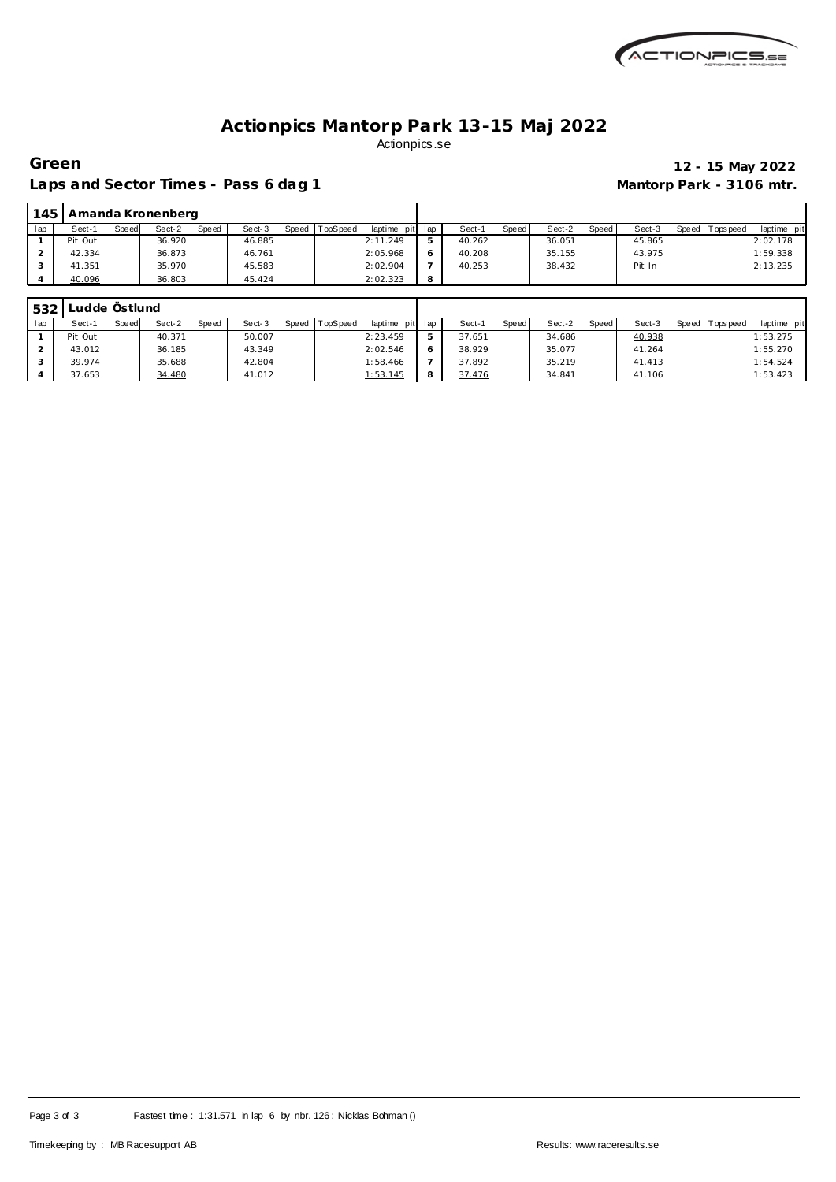# Actionpics Mantorp Park 13-15 Maj 2022

Actionpics.se

**Green** — **12 - 15 May 2022**

**Laps and Sector Times - Pass 6 dag 1** — **Mantorp Park - 3106 mtr.**

**145 Amanda Kronenberg**

| lap | Sect-1 | Speed | Sect-2 | Speed | Sect-3 | Speed | TopSpeed | laptime pit | lap | Sect-1 | Speed | Sect-2 | Speed | Sect-3 | Speed | Topspeed | laptime pit |
|---|---|---|---|---|---|---|---|---|---|---|---|---|---|---|---|---|---|
| 1 | Pit Out | | 36.920 | | 46.885 | | | 2:11.249 | 5 | 40.262 | | 36.051 | | 45.865 | | | 2:02.178 |
| 2 | 42.334 | | 36.873 | | 46.761 | | | 2:05.968 | 6 | 40.208 | | 35.155 | | 43.975 | | | 1:59.338 |
| 3 | 41.351 | | 35.970 | | 45.583 | | | 2:02.904 | 7 | 40.253 | | 38.432 | | Pit In | | | 2:13.235 |
| 4 | 40.096 | | 36.803 | | 45.424 | | | 2:02.323 | 8 | | | | | | | | |

**532 Ludde Östlund**

| lap | Sect-1 | Speed | Sect-2 | Speed | Sect-3 | Speed | TopSpeed | laptime pit | lap | Sect-1 | Speed | Sect-2 | Speed | Sect-3 | Speed | Topspeed | laptime pit |
|---|---|---|---|---|---|---|---|---|---|---|---|---|---|---|---|---|---|
| 1 | Pit Out | | 40.371 | | 50.007 | | | 2:23.459 | 5 | 37.651 | | 34.686 | | 40.938 | | | 1:53.275 |
| 2 | 43.012 | | 36.185 | | 43.349 | | | 2:02.546 | 6 | 38.929 | | 35.077 | | 41.264 | | | 1:55.270 |
| 3 | 39.974 | | 35.688 | | 42.804 | | | 1:58.466 | 7 | 37.892 | | 35.219 | | 41.413 | | | 1:54.524 |
| 4 | 37.653 | | 34.480 | | 41.012 | | | 1:53.145 | 8 | 37.476 | | 34.841 | | 41.106 | | | 1:53.423 |

Fastest time : 1:31.571 in lap 6 by nbr. 126 : Nicklas Bohman ()

Timekeeping by : MB Racesupport AB

Results: www.raceresults.se